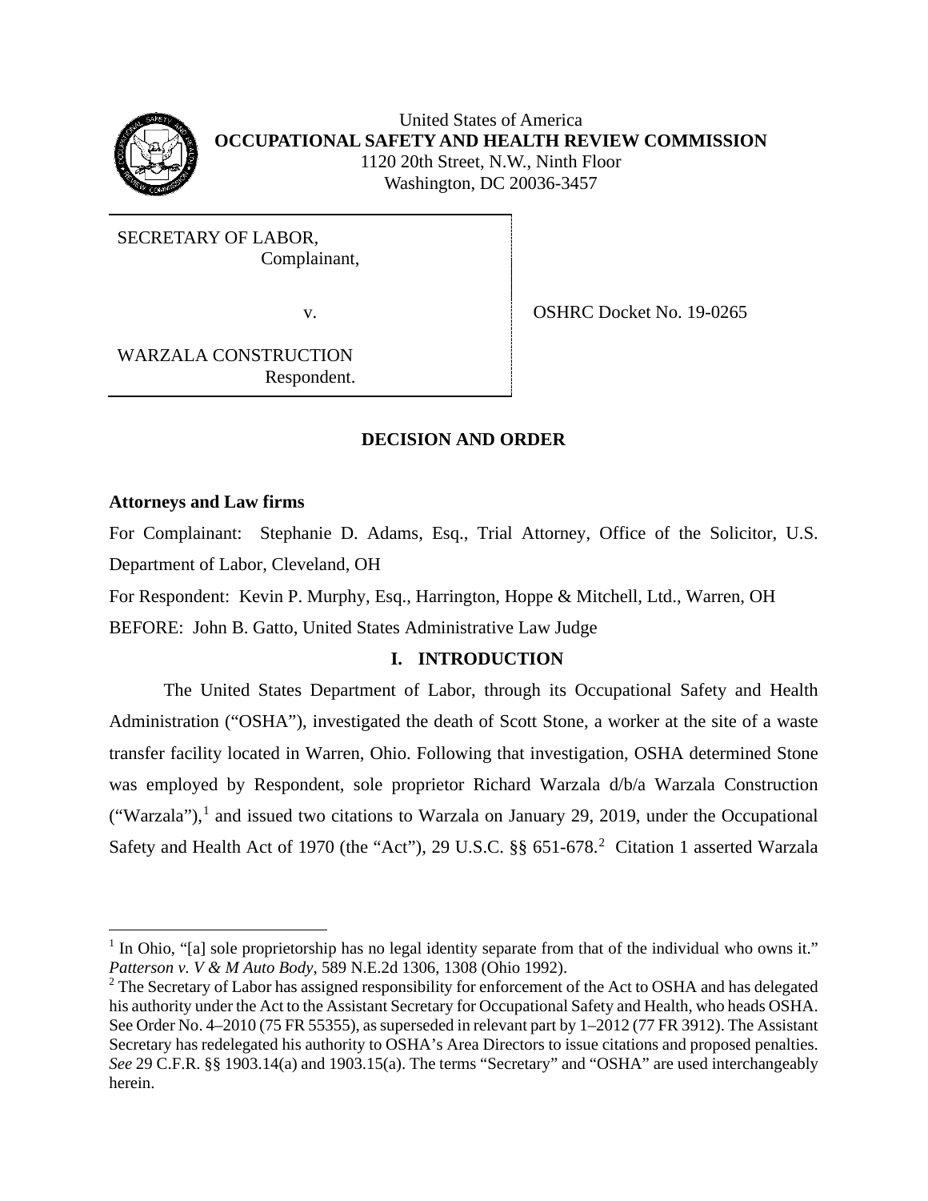United States of America
**OCCUPATIONAL SAFETY AND HEALTH REVIEW COMMISSION**
1120 20th Street, N.W., Ninth Floor
Washington, DC 20036-3457

SECRETARY OF LABOR,
Complainant,

v.

WARZALA CONSTRUCTION
Respondent.

OSHRC Docket No. 19-0265

**DECISION AND ORDER**

**Attorneys and Law firms**

For Complainant: Stephanie D. Adams, Esq., Trial Attorney, Office of the Solicitor, U.S. Department of Labor, Cleveland, OH

For Respondent: Kevin P. Murphy, Esq., Harrington, Hoppe & Mitchell, Ltd., Warren, OH

BEFORE: John B. Gatto, United States Administrative Law Judge

## I. INTRODUCTION

The United States Department of Labor, through its Occupational Safety and Health Administration ("OSHA"), investigated the death of Scott Stone, a worker at the site of a waste transfer facility located in Warren, Ohio. Following that investigation, OSHA determined Stone was employed by Respondent, sole proprietor Richard Warzala d/b/a Warzala Construction ("Warzala"),[1] and issued two citations to Warzala on January 29, 2019, under the Occupational Safety and Health Act of 1970 (the "Act"), 29 U.S.C. §§ 651-678.[2] Citation 1 asserted Warzala

---

[1] In Ohio, "[a] sole proprietorship has no legal identity separate from that of the individual who owns it." *Patterson v. V & M Auto Body*, 589 N.E.2d 1306, 1308 (Ohio 1992).

[2] The Secretary of Labor has assigned responsibility for enforcement of the Act to OSHA and has delegated his authority under the Act to the Assistant Secretary for Occupational Safety and Health, who heads OSHA. See Order No. 4–2010 (75 FR 55355), as superseded in relevant part by 1–2012 (77 FR 3912). The Assistant Secretary has redelegated his authority to OSHA's Area Directors to issue citations and proposed penalties. *See* 29 C.F.R. §§ 1903.14(a) and 1903.15(a). The terms "Secretary" and "OSHA" are used interchangeably herein.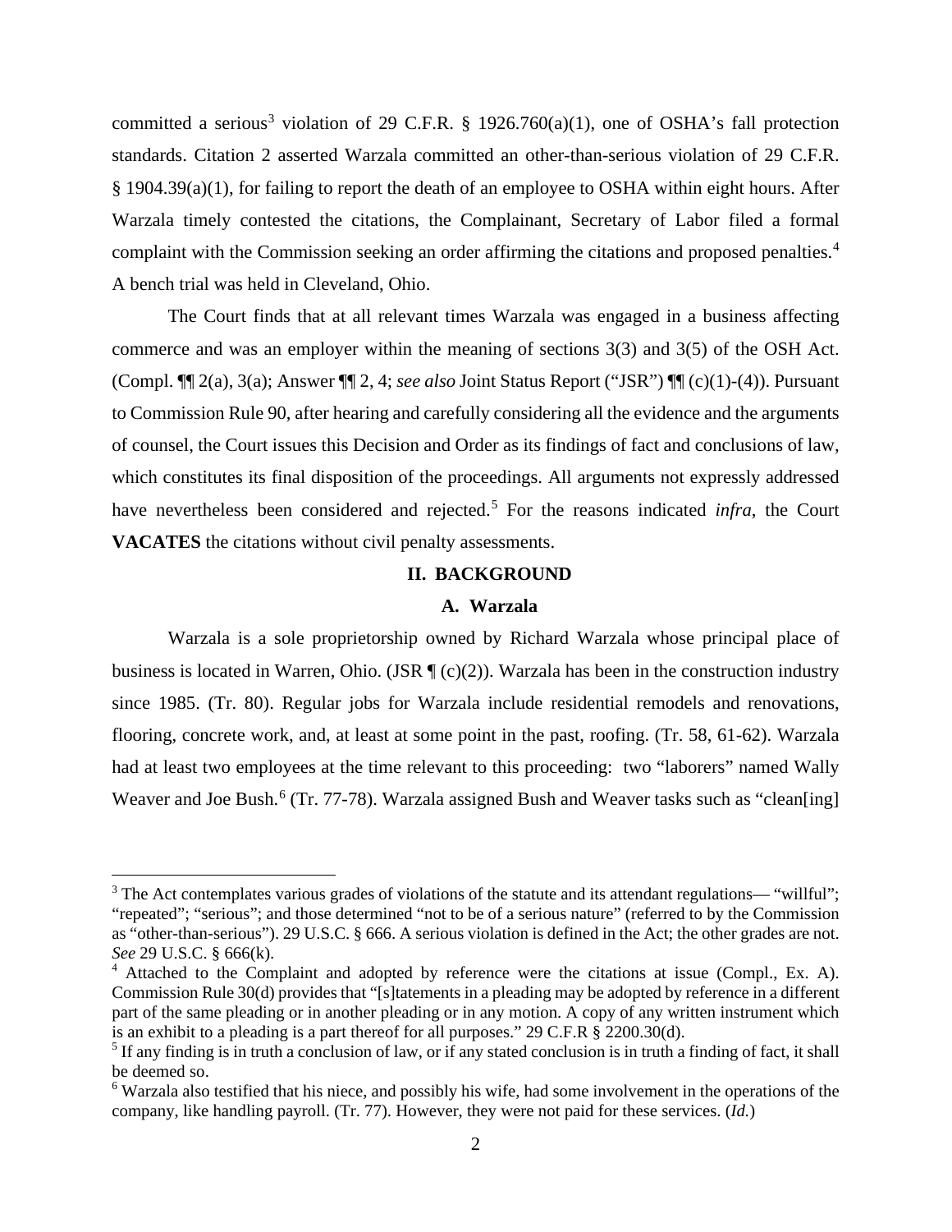committed a serious[3] violation of 29 C.F.R. § 1926.760(a)(1), one of OSHA's fall protection standards. Citation 2 asserted Warzala committed an other-than-serious violation of 29 C.F.R. § 1904.39(a)(1), for failing to report the death of an employee to OSHA within eight hours. After Warzala timely contested the citations, the Complainant, Secretary of Labor filed a formal complaint with the Commission seeking an order affirming the citations and proposed penalties.[4] A bench trial was held in Cleveland, Ohio.

The Court finds that at all relevant times Warzala was engaged in a business affecting commerce and was an employer within the meaning of sections 3(3) and 3(5) of the OSH Act. (Compl. ¶¶ 2(a), 3(a); Answer ¶¶ 2, 4; *see also* Joint Status Report ("JSR") ¶¶ (c)(1)-(4)). Pursuant to Commission Rule 90, after hearing and carefully considering all the evidence and the arguments of counsel, the Court issues this Decision and Order as its findings of fact and conclusions of law, which constitutes its final disposition of the proceedings. All arguments not expressly addressed have nevertheless been considered and rejected.[5] For the reasons indicated *infra*, the Court **VACATES** the citations without civil penalty assessments.

## II. BACKGROUND

### A. Warzala

Warzala is a sole proprietorship owned by Richard Warzala whose principal place of business is located in Warren, Ohio. (JSR ¶ (c)(2)). Warzala has been in the construction industry since 1985. (Tr. 80). Regular jobs for Warzala include residential remodels and renovations, flooring, concrete work, and, at least at some point in the past, roofing. (Tr. 58, 61-62). Warzala had at least two employees at the time relevant to this proceeding: two "laborers" named Wally Weaver and Joe Bush.[6] (Tr. 77-78). Warzala assigned Bush and Weaver tasks such as "clean[ing]

---

[3] The Act contemplates various grades of violations of the statute and its attendant regulations— "willful"; "repeated"; "serious"; and those determined "not to be of a serious nature" (referred to by the Commission as "other-than-serious"). 29 U.S.C. § 666. A serious violation is defined in the Act; the other grades are not. *See* 29 U.S.C. § 666(k).

[4] Attached to the Complaint and adopted by reference were the citations at issue (Compl., Ex. A). Commission Rule 30(d) provides that "[s]tatements in a pleading may be adopted by reference in a different part of the same pleading or in another pleading or in any motion. A copy of any written instrument which is an exhibit to a pleading is a part thereof for all purposes." 29 C.F.R § 2200.30(d).

[5] If any finding is in truth a conclusion of law, or if any stated conclusion is in truth a finding of fact, it shall be deemed so.

[6] Warzala also testified that his niece, and possibly his wife, had some involvement in the operations of the company, like handling payroll. (Tr. 77). However, they were not paid for these services. (*Id.*)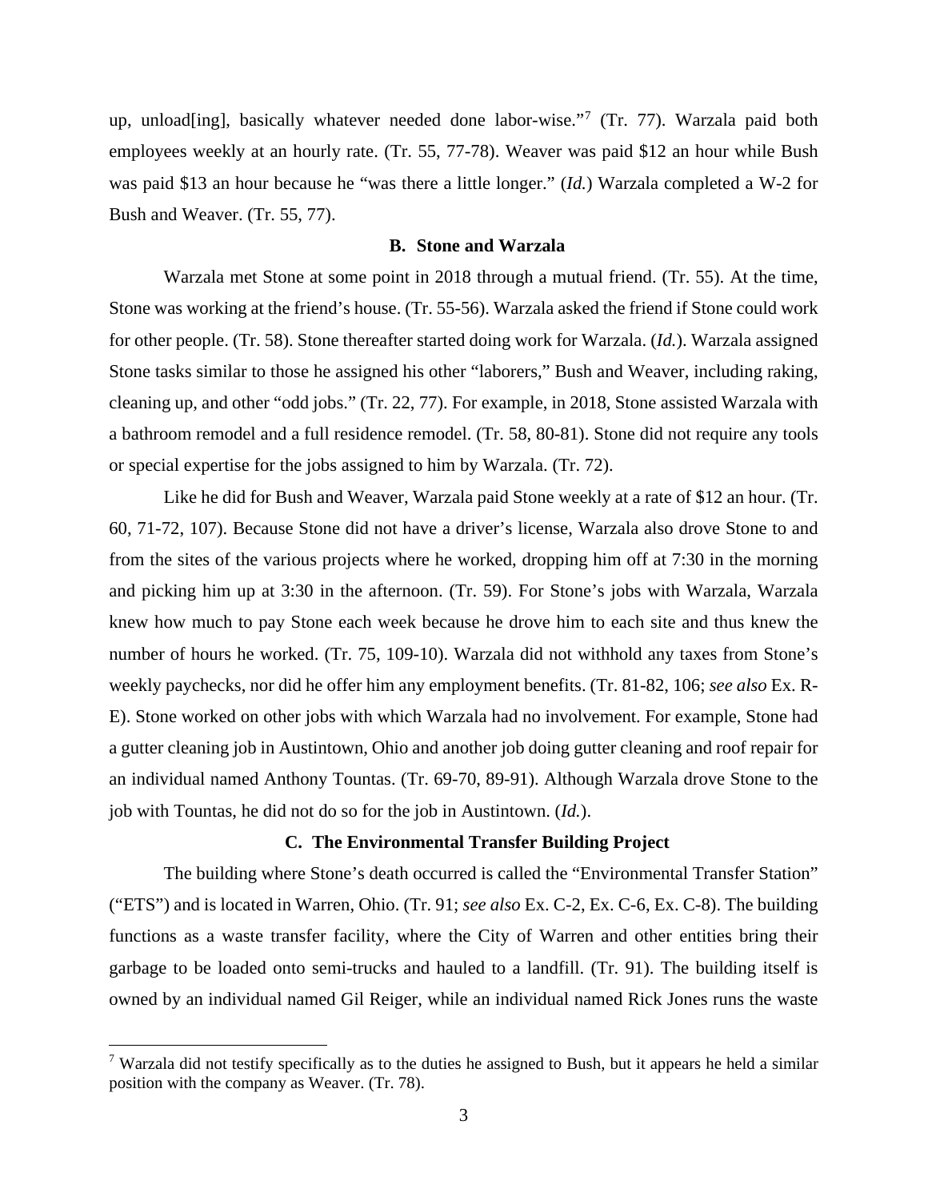up, unload[ing], basically whatever needed done labor-wise."[7] (Tr. 77). Warzala paid both employees weekly at an hourly rate. (Tr. 55, 77-78). Weaver was paid $12 an hour while Bush was paid $13 an hour because he "was there a little longer." (*Id.*) Warzala completed a W-2 for Bush and Weaver. (Tr. 55, 77).

### B. Stone and Warzala

Warzala met Stone at some point in 2018 through a mutual friend. (Tr. 55). At the time, Stone was working at the friend's house. (Tr. 55-56). Warzala asked the friend if Stone could work for other people. (Tr. 58). Stone thereafter started doing work for Warzala. (*Id.*). Warzala assigned Stone tasks similar to those he assigned his other "laborers," Bush and Weaver, including raking, cleaning up, and other "odd jobs." (Tr. 22, 77). For example, in 2018, Stone assisted Warzala with a bathroom remodel and a full residence remodel. (Tr. 58, 80-81). Stone did not require any tools or special expertise for the jobs assigned to him by Warzala. (Tr. 72).

Like he did for Bush and Weaver, Warzala paid Stone weekly at a rate of $12 an hour. (Tr. 60, 71-72, 107). Because Stone did not have a driver's license, Warzala also drove Stone to and from the sites of the various projects where he worked, dropping him off at 7:30 in the morning and picking him up at 3:30 in the afternoon. (Tr. 59). For Stone's jobs with Warzala, Warzala knew how much to pay Stone each week because he drove him to each site and thus knew the number of hours he worked. (Tr. 75, 109-10). Warzala did not withhold any taxes from Stone's weekly paychecks, nor did he offer him any employment benefits. (Tr. 81-82, 106; *see also* Ex. R-E). Stone worked on other jobs with which Warzala had no involvement. For example, Stone had a gutter cleaning job in Austintown, Ohio and another job doing gutter cleaning and roof repair for an individual named Anthony Tountas. (Tr. 69-70, 89-91). Although Warzala drove Stone to the job with Tountas, he did not do so for the job in Austintown. (*Id.*).

### C. The Environmental Transfer Building Project

The building where Stone's death occurred is called the "Environmental Transfer Station" ("ETS") and is located in Warren, Ohio. (Tr. 91; *see also* Ex. C-2, Ex. C-6, Ex. C-8). The building functions as a waste transfer facility, where the City of Warren and other entities bring their garbage to be loaded onto semi-trucks and hauled to a landfill. (Tr. 91). The building itself is owned by an individual named Gil Reiger, while an individual named Rick Jones runs the waste

[7] Warzala did not testify specifically as to the duties he assigned to Bush, but it appears he held a similar position with the company as Weaver. (Tr. 78).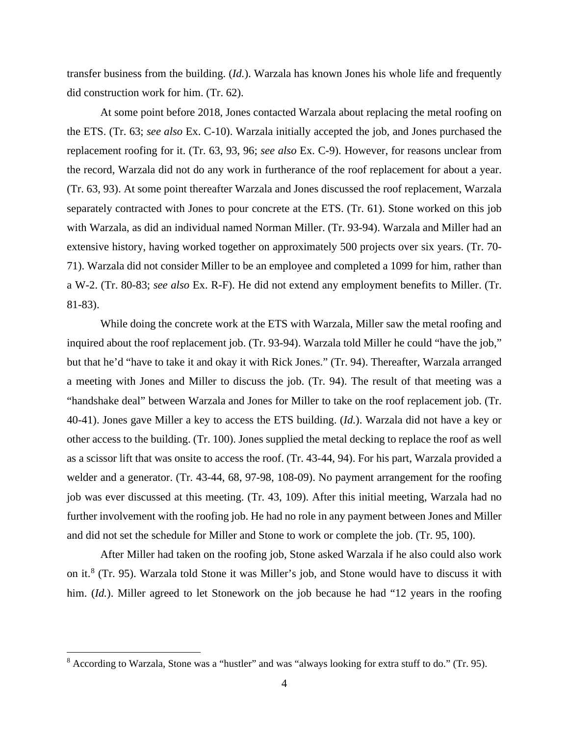transfer business from the building. (*Id.*). Warzala has known Jones his whole life and frequently did construction work for him. (Tr. 62).

At some point before 2018, Jones contacted Warzala about replacing the metal roofing on the ETS. (Tr. 63; *see also* Ex. C-10). Warzala initially accepted the job, and Jones purchased the replacement roofing for it. (Tr. 63, 93, 96; *see also* Ex. C-9). However, for reasons unclear from the record, Warzala did not do any work in furtherance of the roof replacement for about a year. (Tr. 63, 93). At some point thereafter Warzala and Jones discussed the roof replacement, Warzala separately contracted with Jones to pour concrete at the ETS. (Tr. 61). Stone worked on this job with Warzala, as did an individual named Norman Miller. (Tr. 93-94). Warzala and Miller had an extensive history, having worked together on approximately 500 projects over six years. (Tr. 70-71). Warzala did not consider Miller to be an employee and completed a 1099 for him, rather than a W-2. (Tr. 80-83; *see also* Ex. R-F). He did not extend any employment benefits to Miller. (Tr. 81-83).

While doing the concrete work at the ETS with Warzala, Miller saw the metal roofing and inquired about the roof replacement job. (Tr. 93-94). Warzala told Miller he could "have the job," but that he'd "have to take it and okay it with Rick Jones." (Tr. 94). Thereafter, Warzala arranged a meeting with Jones and Miller to discuss the job. (Tr. 94). The result of that meeting was a "handshake deal" between Warzala and Jones for Miller to take on the roof replacement job. (Tr. 40-41). Jones gave Miller a key to access the ETS building. (*Id.*). Warzala did not have a key or other access to the building. (Tr. 100). Jones supplied the metal decking to replace the roof as well as a scissor lift that was onsite to access the roof. (Tr. 43-44, 94). For his part, Warzala provided a welder and a generator. (Tr. 43-44, 68, 97-98, 108-09). No payment arrangement for the roofing job was ever discussed at this meeting. (Tr. 43, 109). After this initial meeting, Warzala had no further involvement with the roofing job. He had no role in any payment between Jones and Miller and did not set the schedule for Miller and Stone to work or complete the job. (Tr. 95, 100).

After Miller had taken on the roofing job, Stone asked Warzala if he also could also work on it.[8] (Tr. 95). Warzala told Stone it was Miller's job, and Stone would have to discuss it with him. (*Id.*). Miller agreed to let Stonework on the job because he had "12 years in the roofing

[8] According to Warzala, Stone was a "hustler" and was "always looking for extra stuff to do." (Tr. 95).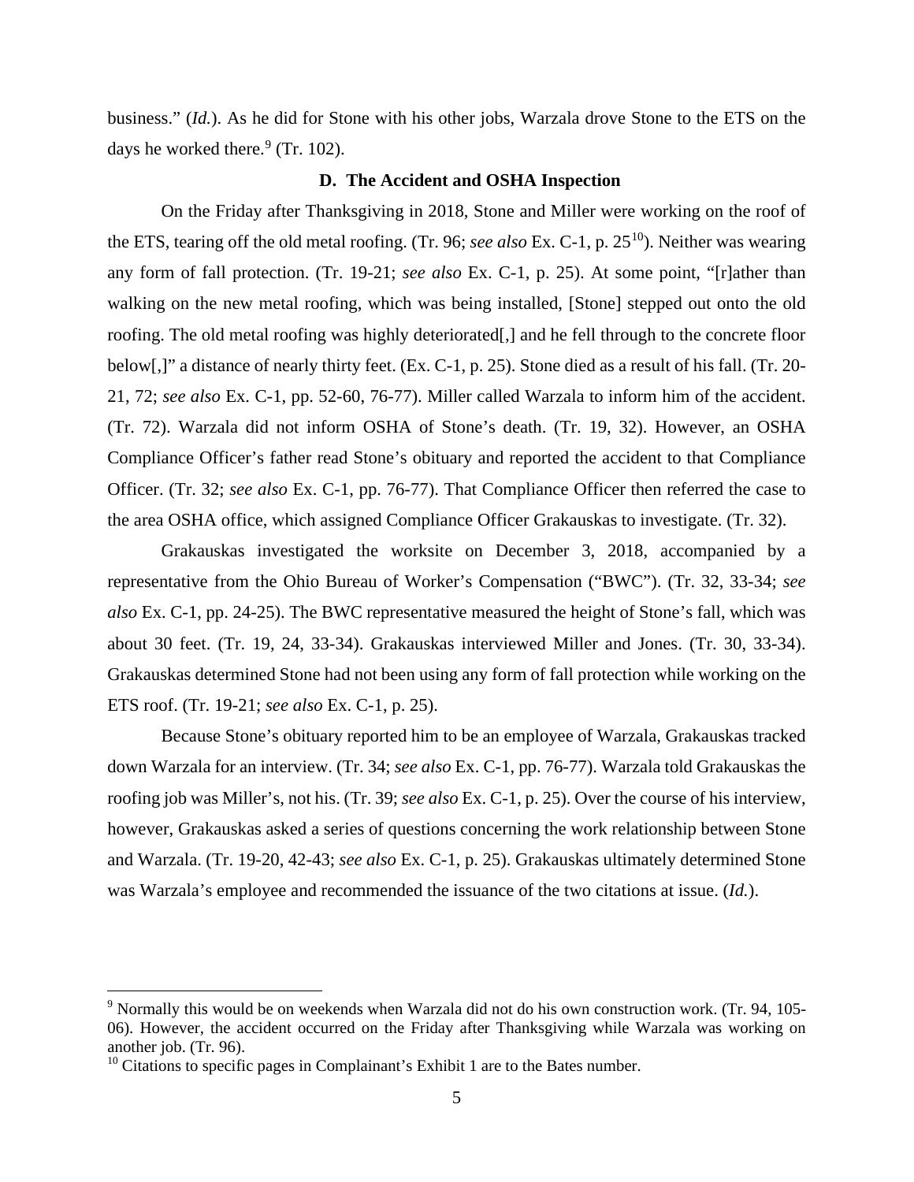business." (*Id.*). As he did for Stone with his other jobs, Warzala drove Stone to the ETS on the days he worked there.[9] (Tr. 102).

### D. The Accident and OSHA Inspection

On the Friday after Thanksgiving in 2018, Stone and Miller were working on the roof of the ETS, tearing off the old metal roofing. (Tr. 96; *see also* Ex. C-1, p. 25[10]). Neither was wearing any form of fall protection. (Tr. 19-21; *see also* Ex. C-1, p. 25). At some point, "[r]ather than walking on the new metal roofing, which was being installed, [Stone] stepped out onto the old roofing. The old metal roofing was highly deteriorated[,] and he fell through to the concrete floor below[,]" a distance of nearly thirty feet. (Ex. C-1, p. 25). Stone died as a result of his fall. (Tr. 20-21, 72; *see also* Ex. C-1, pp. 52-60, 76-77). Miller called Warzala to inform him of the accident. (Tr. 72). Warzala did not inform OSHA of Stone's death. (Tr. 19, 32). However, an OSHA Compliance Officer's father read Stone's obituary and reported the accident to that Compliance Officer. (Tr. 32; *see also* Ex. C-1, pp. 76-77). That Compliance Officer then referred the case to the area OSHA office, which assigned Compliance Officer Grakauskas to investigate. (Tr. 32).

Grakauskas investigated the worksite on December 3, 2018, accompanied by a representative from the Ohio Bureau of Worker's Compensation ("BWC"). (Tr. 32, 33-34; *see also* Ex. C-1, pp. 24-25). The BWC representative measured the height of Stone's fall, which was about 30 feet. (Tr. 19, 24, 33-34). Grakauskas interviewed Miller and Jones. (Tr. 30, 33-34). Grakauskas determined Stone had not been using any form of fall protection while working on the ETS roof. (Tr. 19-21; *see also* Ex. C-1, p. 25).

Because Stone's obituary reported him to be an employee of Warzala, Grakauskas tracked down Warzala for an interview. (Tr. 34; *see also* Ex. C-1, pp. 76-77). Warzala told Grakauskas the roofing job was Miller's, not his. (Tr. 39; *see also* Ex. C-1, p. 25). Over the course of his interview, however, Grakauskas asked a series of questions concerning the work relationship between Stone and Warzala. (Tr. 19-20, 42-43; *see also* Ex. C-1, p. 25). Grakauskas ultimately determined Stone was Warzala's employee and recommended the issuance of the two citations at issue. (*Id.*).

---

[9] Normally this would be on weekends when Warzala did not do his own construction work. (Tr. 94, 105-06). However, the accident occurred on the Friday after Thanksgiving while Warzala was working on another job. (Tr. 96).

[10] Citations to specific pages in Complainant's Exhibit 1 are to the Bates number.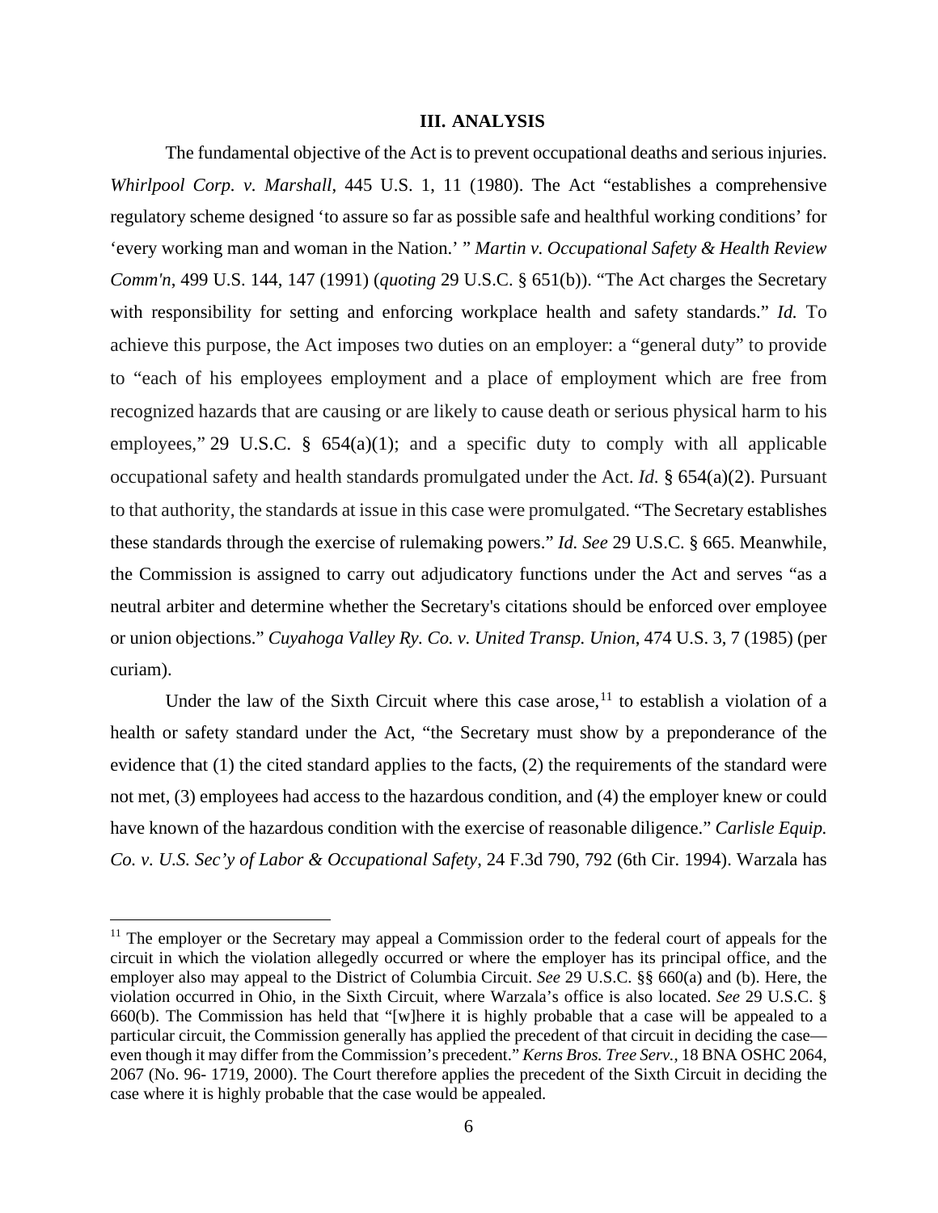### III. ANALYSIS

The fundamental objective of the Act is to prevent occupational deaths and serious injuries. *Whirlpool Corp. v. Marshall*, 445 U.S. 1, 11 (1980). The Act "establishes a comprehensive regulatory scheme designed 'to assure so far as possible safe and healthful working conditions' for 'every working man and woman in the Nation.' " *Martin v. Occupational Safety & Health Review Comm'n*, 499 U.S. 144, 147 (1991) (*quoting* 29 U.S.C. § 651(b)). "The Act charges the Secretary with responsibility for setting and enforcing workplace health and safety standards." *Id.* To achieve this purpose, the Act imposes two duties on an employer: a "general duty" to provide to "each of his employees employment and a place of employment which are free from recognized hazards that are causing or are likely to cause death or serious physical harm to his employees," 29 U.S.C. § 654(a)(1); and a specific duty to comply with all applicable occupational safety and health standards promulgated under the Act. *Id.* § 654(a)(2). Pursuant to that authority, the standards at issue in this case were promulgated. "The Secretary establishes these standards through the exercise of rulemaking powers." *Id. See* 29 U.S.C. § 665. Meanwhile, the Commission is assigned to carry out adjudicatory functions under the Act and serves "as a neutral arbiter and determine whether the Secretary's citations should be enforced over employee or union objections." *Cuyahoga Valley Ry. Co. v. United Transp. Union*, 474 U.S. 3, 7 (1985) (per curiam).

Under the law of the Sixth Circuit where this case arose,[11] to establish a violation of a health or safety standard under the Act, "the Secretary must show by a preponderance of the evidence that (1) the cited standard applies to the facts, (2) the requirements of the standard were not met, (3) employees had access to the hazardous condition, and (4) the employer knew or could have known of the hazardous condition with the exercise of reasonable diligence." *Carlisle Equip. Co. v. U.S. Sec'y of Labor & Occupational Safety*, 24 F.3d 790, 792 (6th Cir. 1994). Warzala has

---

[11] The employer or the Secretary may appeal a Commission order to the federal court of appeals for the circuit in which the violation allegedly occurred or where the employer has its principal office, and the employer also may appeal to the District of Columbia Circuit. *See* 29 U.S.C. §§ 660(a) and (b). Here, the violation occurred in Ohio, in the Sixth Circuit, where Warzala's office is also located. *See* 29 U.S.C. § 660(b). The Commission has held that "[w]here it is highly probable that a case will be appealed to a particular circuit, the Commission generally has applied the precedent of that circuit in deciding the case—even though it may differ from the Commission's precedent." *Kerns Bros. Tree Serv.*, 18 BNA OSHC 2064, 2067 (No. 96- 1719, 2000). The Court therefore applies the precedent of the Sixth Circuit in deciding the case where it is highly probable that the case would be appealed.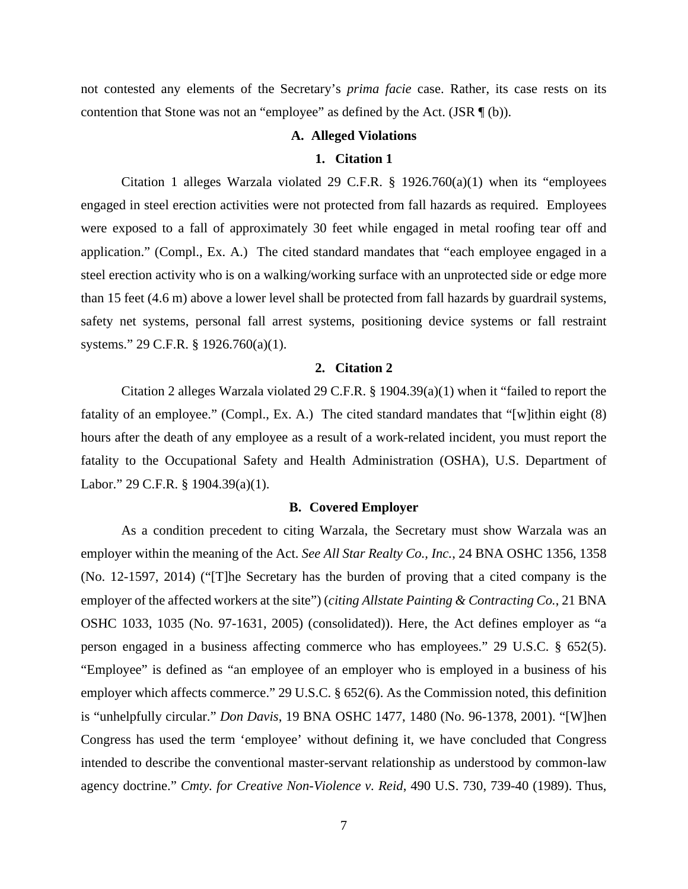not contested any elements of the Secretary's *prima facie* case. Rather, its case rests on its contention that Stone was not an "employee" as defined by the Act. (JSR ¶ (b)).

### A. Alleged Violations

#### 1. Citation 1

Citation 1 alleges Warzala violated 29 C.F.R. § 1926.760(a)(1) when its "employees engaged in steel erection activities were not protected from fall hazards as required. Employees were exposed to a fall of approximately 30 feet while engaged in metal roofing tear off and application." (Compl., Ex. A.) The cited standard mandates that "each employee engaged in a steel erection activity who is on a walking/working surface with an unprotected side or edge more than 15 feet (4.6 m) above a lower level shall be protected from fall hazards by guardrail systems, safety net systems, personal fall arrest systems, positioning device systems or fall restraint systems." 29 C.F.R. § 1926.760(a)(1).

#### 2. Citation 2

Citation 2 alleges Warzala violated 29 C.F.R. § 1904.39(a)(1) when it "failed to report the fatality of an employee." (Compl., Ex. A.) The cited standard mandates that "[w]ithin eight (8) hours after the death of any employee as a result of a work-related incident, you must report the fatality to the Occupational Safety and Health Administration (OSHA), U.S. Department of Labor." 29 C.F.R. § 1904.39(a)(1).

### B. Covered Employer

As a condition precedent to citing Warzala, the Secretary must show Warzala was an employer within the meaning of the Act. *See All Star Realty Co., Inc.*, 24 BNA OSHC 1356, 1358 (No. 12-1597, 2014) ("[T]he Secretary has the burden of proving that a cited company is the employer of the affected workers at the site") (*citing Allstate Painting & Contracting Co.*, 21 BNA OSHC 1033, 1035 (No. 97-1631, 2005) (consolidated)). Here, the Act defines employer as "a person engaged in a business affecting commerce who has employees." 29 U.S.C. § 652(5). "Employee" is defined as "an employee of an employer who is employed in a business of his employer which affects commerce." 29 U.S.C. § 652(6). As the Commission noted, this definition is "unhelpfully circular." *Don Davis*, 19 BNA OSHC 1477, 1480 (No. 96-1378, 2001). "[W]hen Congress has used the term 'employee' without defining it, we have concluded that Congress intended to describe the conventional master-servant relationship as understood by common-law agency doctrine." *Cmty. for Creative Non-Violence v. Reid*, 490 U.S. 730, 739-40 (1989). Thus,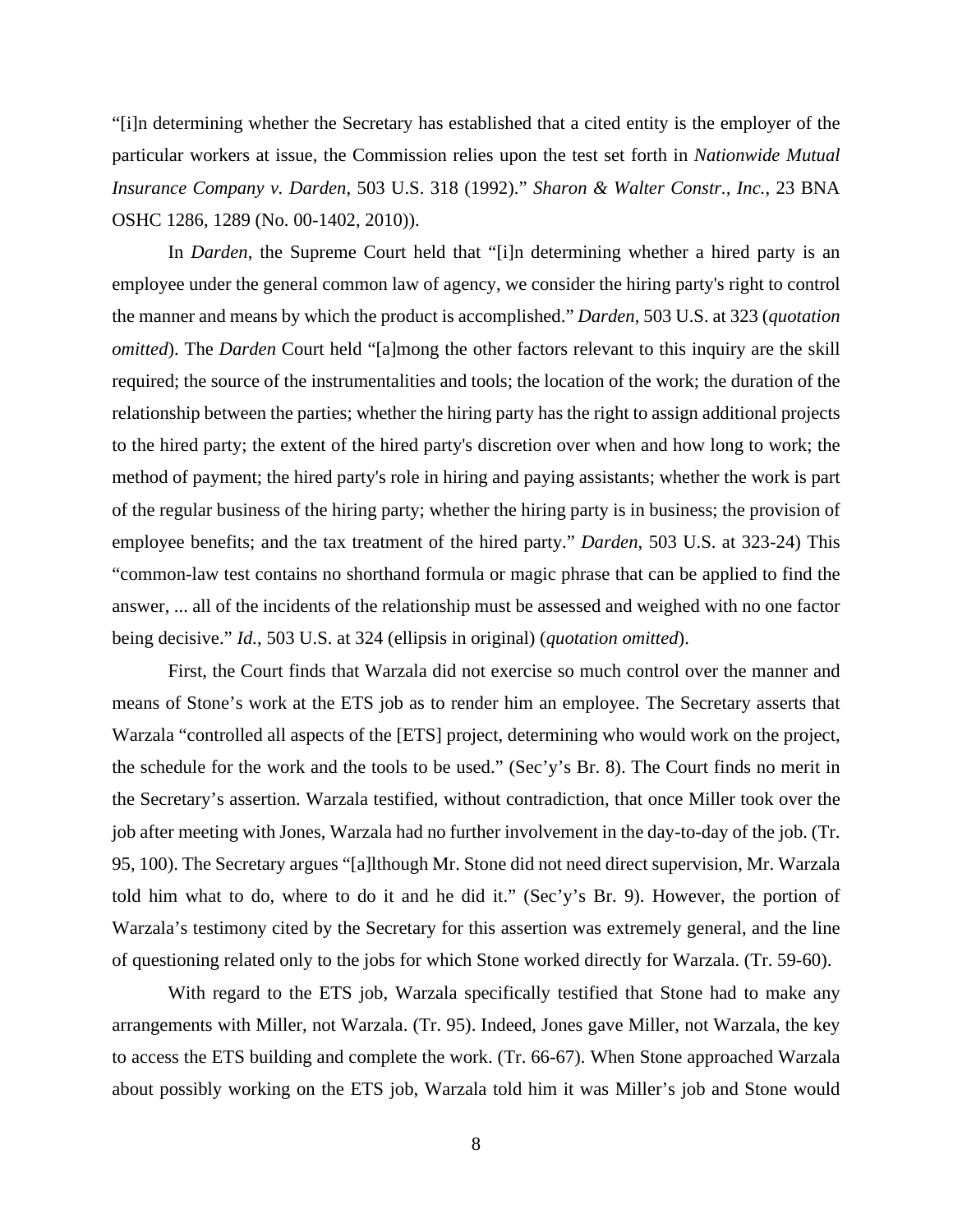"[i]n determining whether the Secretary has established that a cited entity is the employer of the particular workers at issue, the Commission relies upon the test set forth in *Nationwide Mutual Insurance Company v. Darden*, 503 U.S. 318 (1992)." *Sharon & Walter Constr., Inc.*, 23 BNA OSHC 1286, 1289 (No. 00-1402, 2010)).

In *Darden*, the Supreme Court held that "[i]n determining whether a hired party is an employee under the general common law of agency, we consider the hiring party's right to control the manner and means by which the product is accomplished." *Darden*, 503 U.S. at 323 (*quotation omitted*). The *Darden* Court held "[a]mong the other factors relevant to this inquiry are the skill required; the source of the instrumentalities and tools; the location of the work; the duration of the relationship between the parties; whether the hiring party has the right to assign additional projects to the hired party; the extent of the hired party's discretion over when and how long to work; the method of payment; the hired party's role in hiring and paying assistants; whether the work is part of the regular business of the hiring party; whether the hiring party is in business; the provision of employee benefits; and the tax treatment of the hired party." *Darden*, 503 U.S. at 323-24) This "common-law test contains no shorthand formula or magic phrase that can be applied to find the answer, ... all of the incidents of the relationship must be assessed and weighed with no one factor being decisive." *Id.*, 503 U.S. at 324 (ellipsis in original) (*quotation omitted*).

First, the Court finds that Warzala did not exercise so much control over the manner and means of Stone's work at the ETS job as to render him an employee. The Secretary asserts that Warzala "controlled all aspects of the [ETS] project, determining who would work on the project, the schedule for the work and the tools to be used." (Sec'y's Br. 8). The Court finds no merit in the Secretary's assertion. Warzala testified, without contradiction, that once Miller took over the job after meeting with Jones, Warzala had no further involvement in the day-to-day of the job. (Tr. 95, 100). The Secretary argues "[a]lthough Mr. Stone did not need direct supervision, Mr. Warzala told him what to do, where to do it and he did it." (Sec'y's Br. 9). However, the portion of Warzala's testimony cited by the Secretary for this assertion was extremely general, and the line of questioning related only to the jobs for which Stone worked directly for Warzala. (Tr. 59-60).

With regard to the ETS job, Warzala specifically testified that Stone had to make any arrangements with Miller, not Warzala. (Tr. 95). Indeed, Jones gave Miller, not Warzala, the key to access the ETS building and complete the work. (Tr. 66-67). When Stone approached Warzala about possibly working on the ETS job, Warzala told him it was Miller's job and Stone would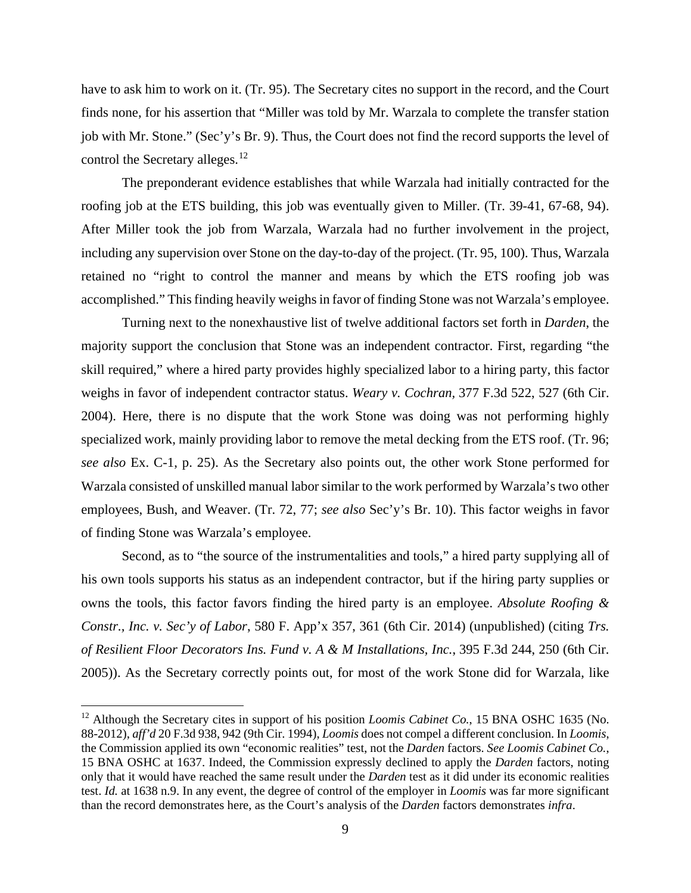have to ask him to work on it. (Tr. 95). The Secretary cites no support in the record, and the Court finds none, for his assertion that "Miller was told by Mr. Warzala to complete the transfer station job with Mr. Stone." (Sec'y's Br. 9). Thus, the Court does not find the record supports the level of control the Secretary alleges.[12]

The preponderant evidence establishes that while Warzala had initially contracted for the roofing job at the ETS building, this job was eventually given to Miller. (Tr. 39-41, 67-68, 94). After Miller took the job from Warzala, Warzala had no further involvement in the project, including any supervision over Stone on the day-to-day of the project. (Tr. 95, 100). Thus, Warzala retained no "right to control the manner and means by which the ETS roofing job was accomplished." This finding heavily weighs in favor of finding Stone was not Warzala's employee.

Turning next to the nonexhaustive list of twelve additional factors set forth in *Darden*, the majority support the conclusion that Stone was an independent contractor. First, regarding "the skill required," where a hired party provides highly specialized labor to a hiring party, this factor weighs in favor of independent contractor status. *Weary v. Cochran*, 377 F.3d 522, 527 (6th Cir. 2004). Here, there is no dispute that the work Stone was doing was not performing highly specialized work, mainly providing labor to remove the metal decking from the ETS roof. (Tr. 96; *see also* Ex. C-1, p. 25). As the Secretary also points out, the other work Stone performed for Warzala consisted of unskilled manual labor similar to the work performed by Warzala's two other employees, Bush, and Weaver. (Tr. 72, 77; *see also* Sec'y's Br. 10). This factor weighs in favor of finding Stone was Warzala's employee.

Second, as to "the source of the instrumentalities and tools," a hired party supplying all of his own tools supports his status as an independent contractor, but if the hiring party supplies or owns the tools, this factor favors finding the hired party is an employee. *Absolute Roofing & Constr., Inc. v. Sec'y of Labor*, 580 F. App'x 357, 361 (6th Cir. 2014) (unpublished) (citing *Trs. of Resilient Floor Decorators Ins. Fund v. A & M Installations, Inc.*, 395 F.3d 244, 250 (6th Cir. 2005)). As the Secretary correctly points out, for most of the work Stone did for Warzala, like

---

[12] Although the Secretary cites in support of his position *Loomis Cabinet Co.*, 15 BNA OSHC 1635 (No. 88-2012), *aff'd* 20 F.3d 938, 942 (9th Cir. 1994), *Loomis* does not compel a different conclusion. In *Loomis*, the Commission applied its own "economic realities" test, not the *Darden* factors. *See Loomis Cabinet Co.*, 15 BNA OSHC at 1637. Indeed, the Commission expressly declined to apply the *Darden* factors, noting only that it would have reached the same result under the *Darden* test as it did under its economic realities test. *Id.* at 1638 n.9. In any event, the degree of control of the employer in *Loomis* was far more significant than the record demonstrates here, as the Court's analysis of the *Darden* factors demonstrates *infra*.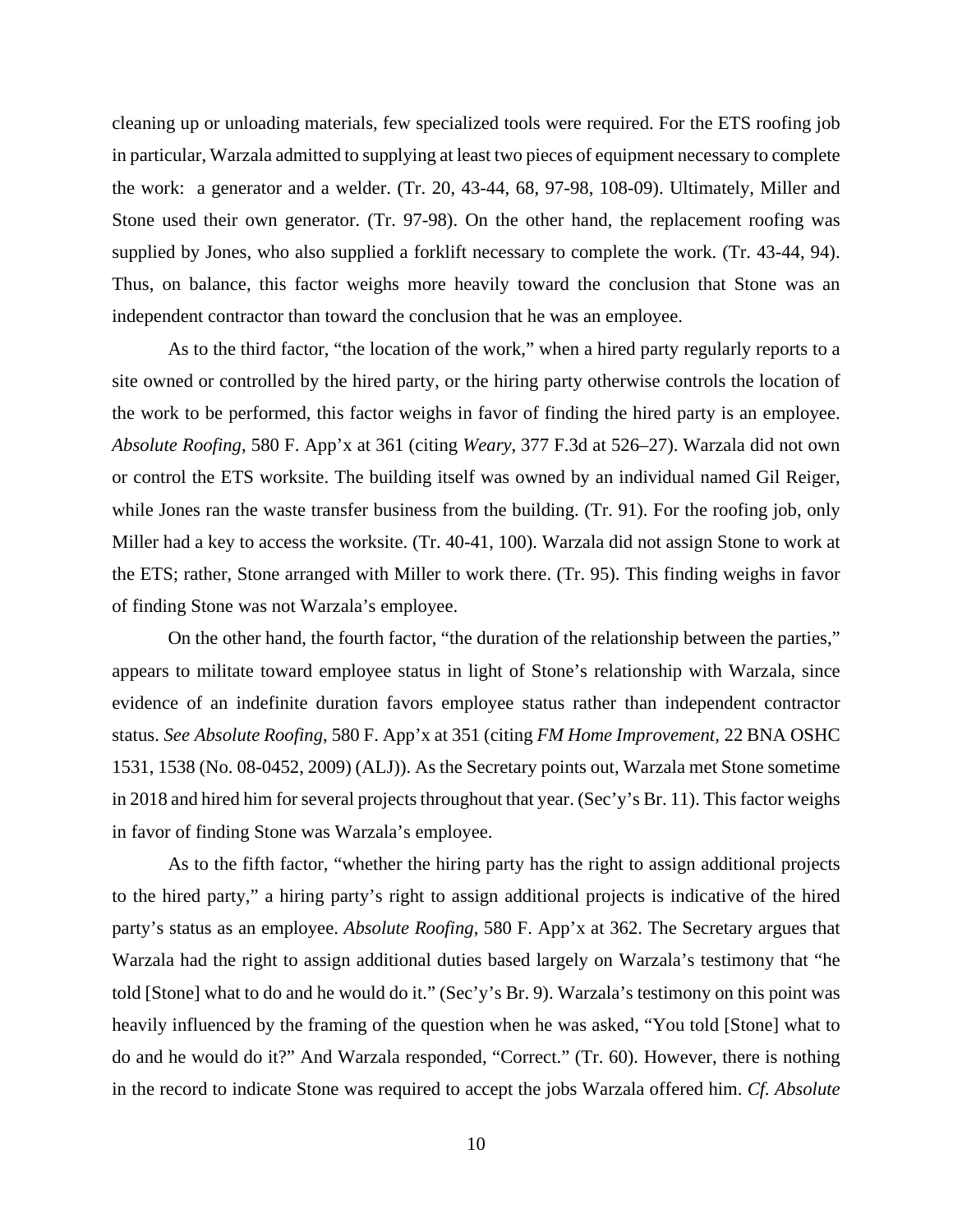cleaning up or unloading materials, few specialized tools were required. For the ETS roofing job in particular, Warzala admitted to supplying at least two pieces of equipment necessary to complete the work: a generator and a welder. (Tr. 20, 43-44, 68, 97-98, 108-09). Ultimately, Miller and Stone used their own generator. (Tr. 97-98). On the other hand, the replacement roofing was supplied by Jones, who also supplied a forklift necessary to complete the work. (Tr. 43-44, 94). Thus, on balance, this factor weighs more heavily toward the conclusion that Stone was an independent contractor than toward the conclusion that he was an employee.

As to the third factor, "the location of the work," when a hired party regularly reports to a site owned or controlled by the hired party, or the hiring party otherwise controls the location of the work to be performed, this factor weighs in favor of finding the hired party is an employee. *Absolute Roofing*, 580 F. App'x at 361 (citing *Weary*, 377 F.3d at 526–27). Warzala did not own or control the ETS worksite. The building itself was owned by an individual named Gil Reiger, while Jones ran the waste transfer business from the building. (Tr. 91). For the roofing job, only Miller had a key to access the worksite. (Tr. 40-41, 100). Warzala did not assign Stone to work at the ETS; rather, Stone arranged with Miller to work there. (Tr. 95). This finding weighs in favor of finding Stone was not Warzala's employee.

On the other hand, the fourth factor, "the duration of the relationship between the parties," appears to militate toward employee status in light of Stone's relationship with Warzala, since evidence of an indefinite duration favors employee status rather than independent contractor status. *See Absolute Roofing*, 580 F. App'x at 351 (citing *FM Home Improvement*, 22 BNA OSHC 1531, 1538 (No. 08-0452, 2009) (ALJ)). As the Secretary points out, Warzala met Stone sometime in 2018 and hired him for several projects throughout that year. (Sec'y's Br. 11). This factor weighs in favor of finding Stone was Warzala's employee.

As to the fifth factor, "whether the hiring party has the right to assign additional projects to the hired party," a hiring party's right to assign additional projects is indicative of the hired party's status as an employee. *Absolute Roofing*, 580 F. App'x at 362. The Secretary argues that Warzala had the right to assign additional duties based largely on Warzala's testimony that "he told [Stone] what to do and he would do it." (Sec'y's Br. 9). Warzala's testimony on this point was heavily influenced by the framing of the question when he was asked, "You told [Stone] what to do and he would do it?" And Warzala responded, "Correct." (Tr. 60). However, there is nothing in the record to indicate Stone was required to accept the jobs Warzala offered him. *Cf. Absolute*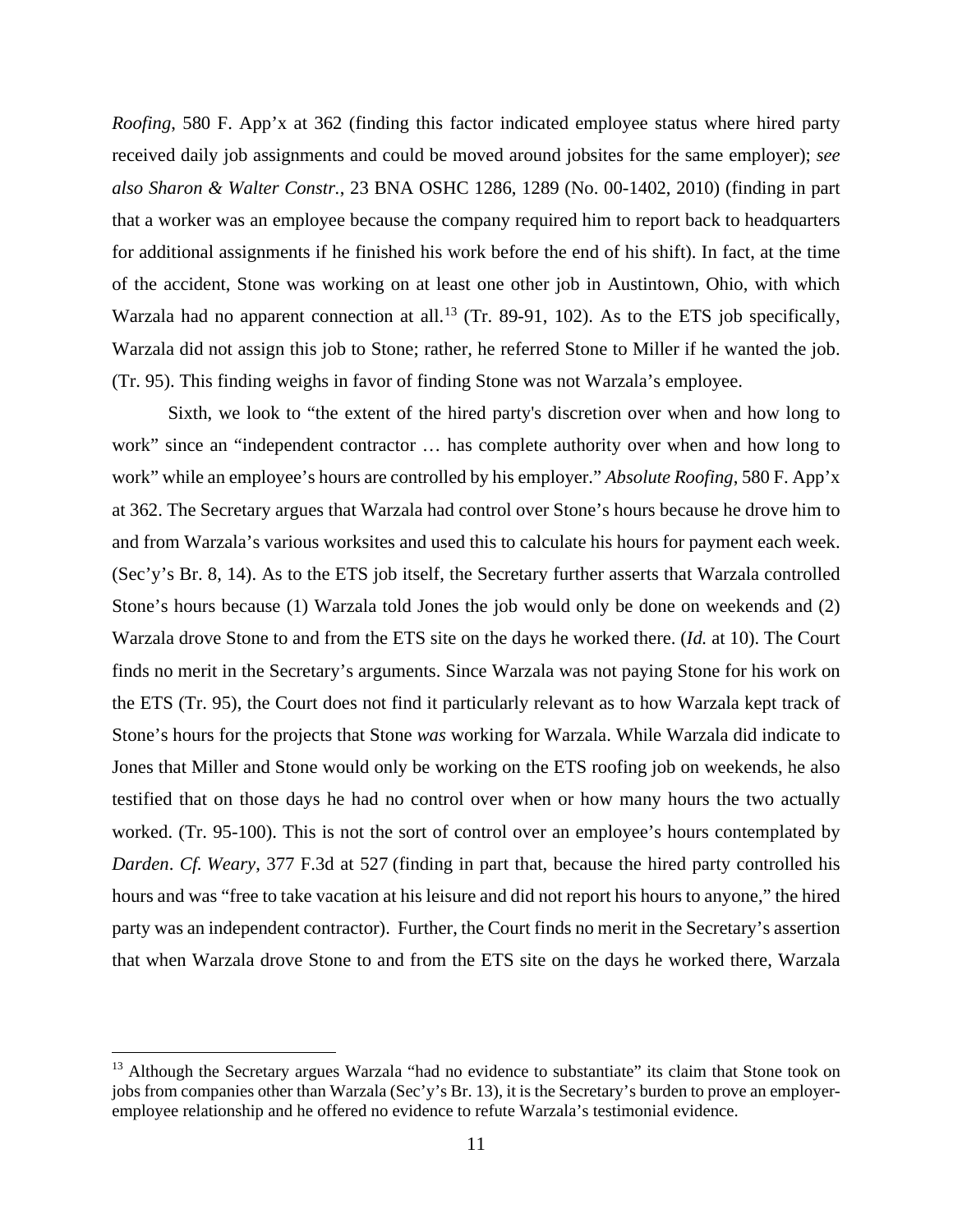*Roofing*, 580 F. App'x at 362 (finding this factor indicated employee status where hired party received daily job assignments and could be moved around jobsites for the same employer); *see also Sharon & Walter Constr.*, 23 BNA OSHC 1286, 1289 (No. 00-1402, 2010) (finding in part that a worker was an employee because the company required him to report back to headquarters for additional assignments if he finished his work before the end of his shift). In fact, at the time of the accident, Stone was working on at least one other job in Austintown, Ohio, with which Warzala had no apparent connection at all.[13] (Tr. 89-91, 102). As to the ETS job specifically, Warzala did not assign this job to Stone; rather, he referred Stone to Miller if he wanted the job. (Tr. 95). This finding weighs in favor of finding Stone was not Warzala's employee.

Sixth, we look to "the extent of the hired party's discretion over when and how long to work" since an "independent contractor … has complete authority over when and how long to work" while an employee's hours are controlled by his employer." *Absolute Roofing*, 580 F. App'x at 362. The Secretary argues that Warzala had control over Stone's hours because he drove him to and from Warzala's various worksites and used this to calculate his hours for payment each week. (Sec'y's Br. 8, 14). As to the ETS job itself, the Secretary further asserts that Warzala controlled Stone's hours because (1) Warzala told Jones the job would only be done on weekends and (2) Warzala drove Stone to and from the ETS site on the days he worked there. (*Id.* at 10). The Court finds no merit in the Secretary's arguments. Since Warzala was not paying Stone for his work on the ETS (Tr. 95), the Court does not find it particularly relevant as to how Warzala kept track of Stone's hours for the projects that Stone *was* working for Warzala. While Warzala did indicate to Jones that Miller and Stone would only be working on the ETS roofing job on weekends, he also testified that on those days he had no control over when or how many hours the two actually worked. (Tr. 95-100). This is not the sort of control over an employee's hours contemplated by *Darden*. *Cf. Weary*, 377 F.3d at 527 (finding in part that, because the hired party controlled his hours and was "free to take vacation at his leisure and did not report his hours to anyone," the hired party was an independent contractor). Further, the Court finds no merit in the Secretary's assertion that when Warzala drove Stone to and from the ETS site on the days he worked there, Warzala

[13] Although the Secretary argues Warzala "had no evidence to substantiate" its claim that Stone took on jobs from companies other than Warzala (Sec'y's Br. 13), it is the Secretary's burden to prove an employer-employee relationship and he offered no evidence to refute Warzala's testimonial evidence.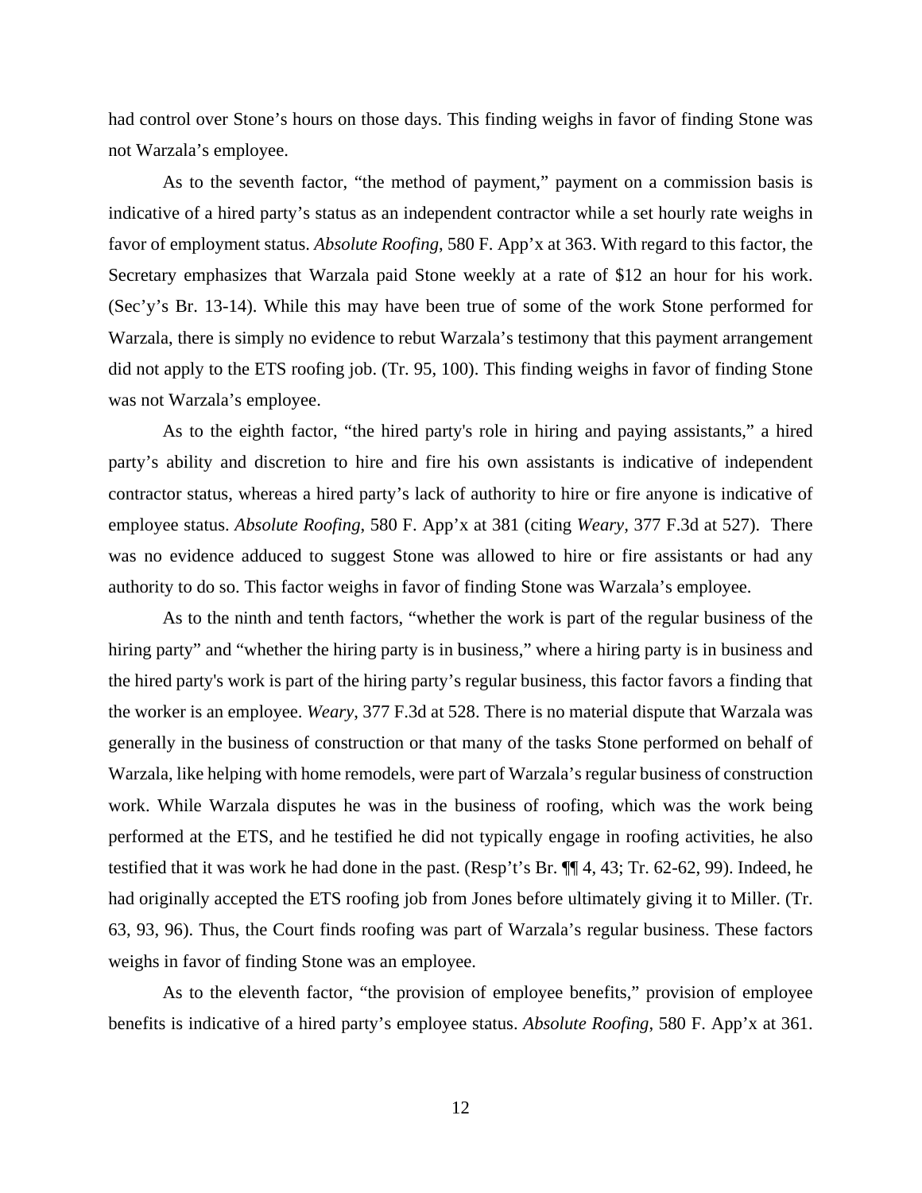had control over Stone's hours on those days. This finding weighs in favor of finding Stone was not Warzala's employee.

As to the seventh factor, "the method of payment," payment on a commission basis is indicative of a hired party's status as an independent contractor while a set hourly rate weighs in favor of employment status. *Absolute Roofing*, 580 F. App'x at 363. With regard to this factor, the Secretary emphasizes that Warzala paid Stone weekly at a rate of $12 an hour for his work. (Sec'y's Br. 13-14). While this may have been true of some of the work Stone performed for Warzala, there is simply no evidence to rebut Warzala's testimony that this payment arrangement did not apply to the ETS roofing job. (Tr. 95, 100). This finding weighs in favor of finding Stone was not Warzala's employee.

As to the eighth factor, "the hired party's role in hiring and paying assistants," a hired party's ability and discretion to hire and fire his own assistants is indicative of independent contractor status, whereas a hired party's lack of authority to hire or fire anyone is indicative of employee status. *Absolute Roofing*, 580 F. App'x at 381 (citing *Weary*, 377 F.3d at 527). There was no evidence adduced to suggest Stone was allowed to hire or fire assistants or had any authority to do so. This factor weighs in favor of finding Stone was Warzala's employee.

As to the ninth and tenth factors, "whether the work is part of the regular business of the hiring party" and "whether the hiring party is in business," where a hiring party is in business and the hired party's work is part of the hiring party's regular business, this factor favors a finding that the worker is an employee. *Weary*, 377 F.3d at 528. There is no material dispute that Warzala was generally in the business of construction or that many of the tasks Stone performed on behalf of Warzala, like helping with home remodels, were part of Warzala's regular business of construction work. While Warzala disputes he was in the business of roofing, which was the work being performed at the ETS, and he testified he did not typically engage in roofing activities, he also testified that it was work he had done in the past. (Resp't's Br. ¶¶ 4, 43; Tr. 62-62, 99). Indeed, he had originally accepted the ETS roofing job from Jones before ultimately giving it to Miller. (Tr. 63, 93, 96). Thus, the Court finds roofing was part of Warzala's regular business. These factors weighs in favor of finding Stone was an employee.

As to the eleventh factor, "the provision of employee benefits," provision of employee benefits is indicative of a hired party's employee status. *Absolute Roofing*, 580 F. App'x at 361.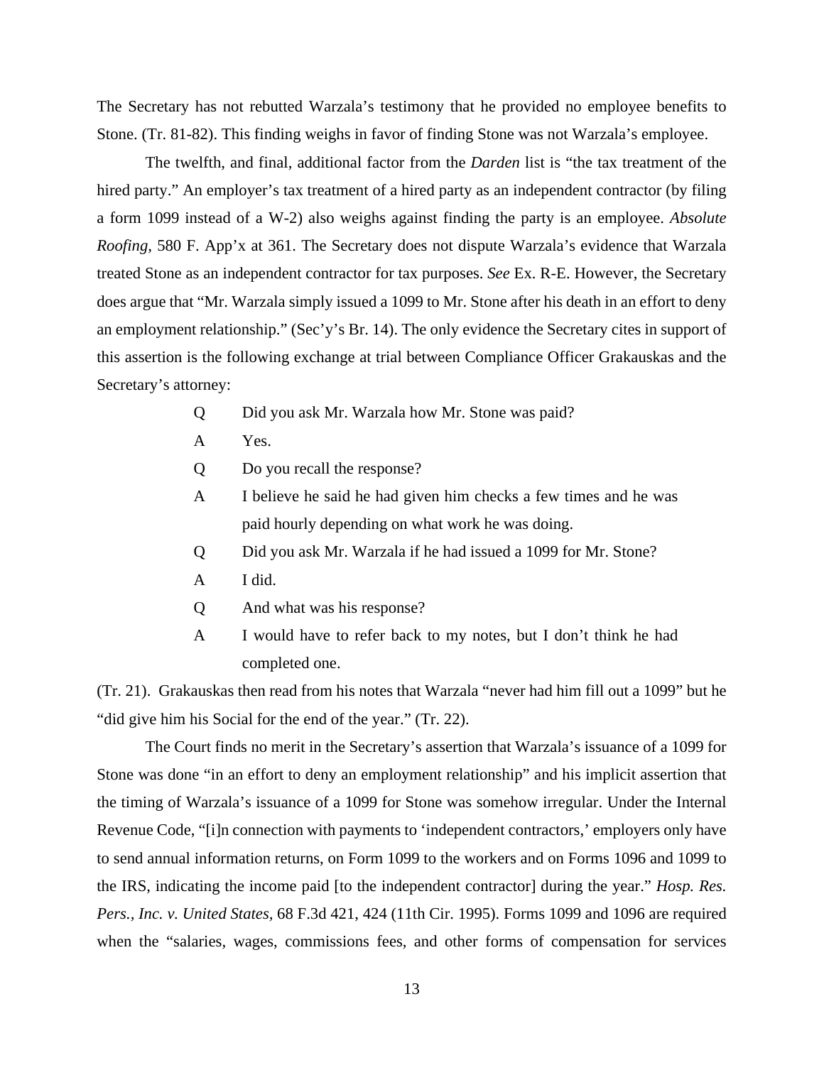The Secretary has not rebutted Warzala's testimony that he provided no employee benefits to Stone. (Tr. 81-82). This finding weighs in favor of finding Stone was not Warzala's employee.

The twelfth, and final, additional factor from the *Darden* list is "the tax treatment of the hired party." An employer's tax treatment of a hired party as an independent contractor (by filing a form 1099 instead of a W-2) also weighs against finding the party is an employee. *Absolute Roofing*, 580 F. App'x at 361. The Secretary does not dispute Warzala's evidence that Warzala treated Stone as an independent contractor for tax purposes. *See* Ex. R-E. However, the Secretary does argue that "Mr. Warzala simply issued a 1099 to Mr. Stone after his death in an effort to deny an employment relationship." (Sec'y's Br. 14). The only evidence the Secretary cites in support of this assertion is the following exchange at trial between Compliance Officer Grakauskas and the Secretary's attorney:

> Q Did you ask Mr. Warzala how Mr. Stone was paid?
>
> A Yes.
>
> Q Do you recall the response?
>
> A I believe he said he had given him checks a few times and he was paid hourly depending on what work he was doing.
>
> Q Did you ask Mr. Warzala if he had issued a 1099 for Mr. Stone?
>
> A I did.
>
> Q And what was his response?
>
> A I would have to refer back to my notes, but I don't think he had completed one.

(Tr. 21). Grakauskas then read from his notes that Warzala "never had him fill out a 1099" but he "did give him his Social for the end of the year." (Tr. 22).

The Court finds no merit in the Secretary's assertion that Warzala's issuance of a 1099 for Stone was done "in an effort to deny an employment relationship" and his implicit assertion that the timing of Warzala's issuance of a 1099 for Stone was somehow irregular. Under the Internal Revenue Code, "[i]n connection with payments to 'independent contractors,' employers only have to send annual information returns, on Form 1099 to the workers and on Forms 1096 and 1099 to the IRS, indicating the income paid [to the independent contractor] during the year." *Hosp. Res. Pers., Inc. v. United States*, 68 F.3d 421, 424 (11th Cir. 1995). Forms 1099 and 1096 are required when the "salaries, wages, commissions fees, and other forms of compensation for services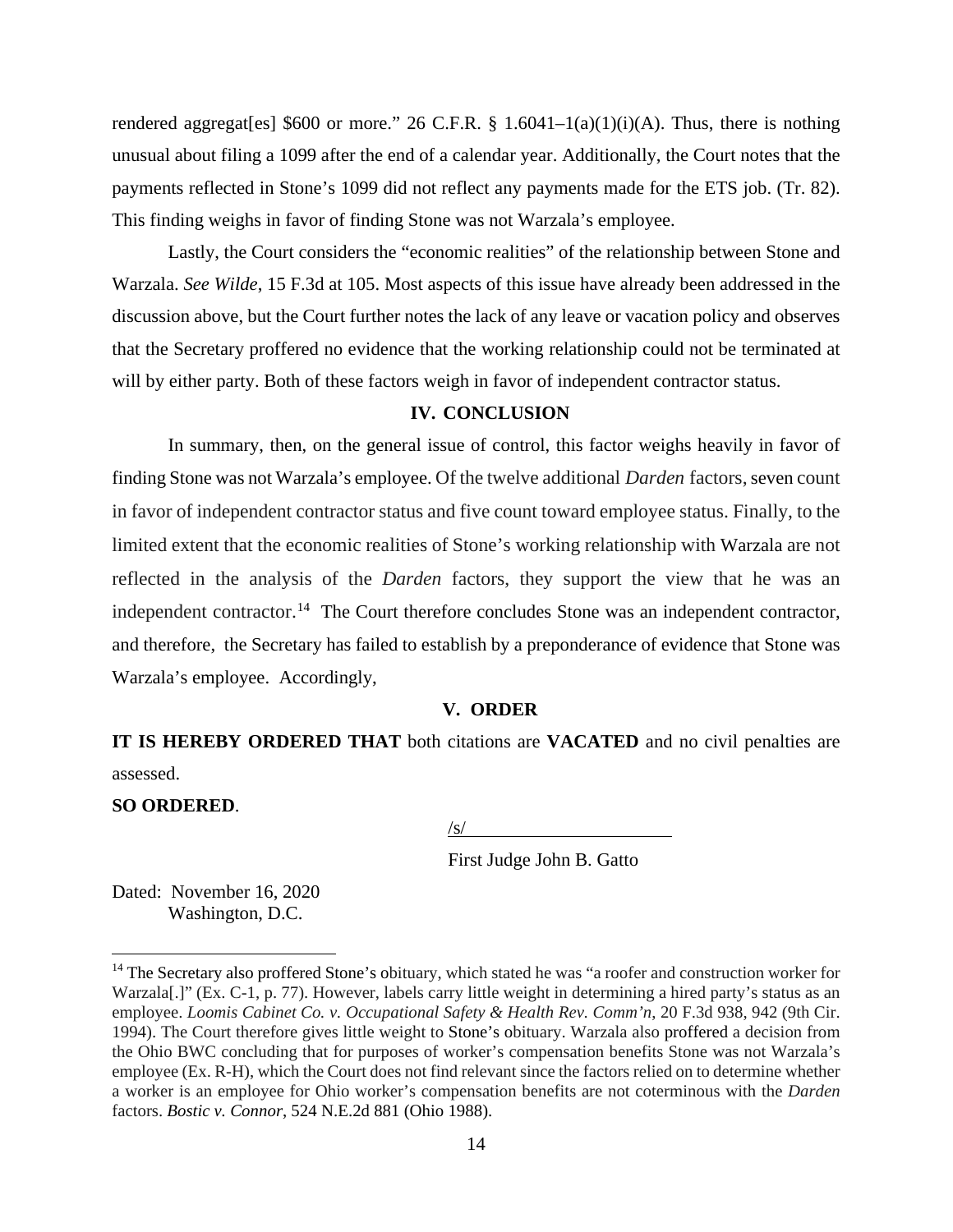rendered aggregat[es] $600 or more." 26 C.F.R. § 1.6041–1(a)(1)(i)(A). Thus, there is nothing unusual about filing a 1099 after the end of a calendar year. Additionally, the Court notes that the payments reflected in Stone's 1099 did not reflect any payments made for the ETS job. (Tr. 82). This finding weighs in favor of finding Stone was not Warzala's employee.

Lastly, the Court considers the "economic realities" of the relationship between Stone and Warzala. *See Wilde*, 15 F.3d at 105. Most aspects of this issue have already been addressed in the discussion above, but the Court further notes the lack of any leave or vacation policy and observes that the Secretary proffered no evidence that the working relationship could not be terminated at will by either party. Both of these factors weigh in favor of independent contractor status.

## IV. CONCLUSION

In summary, then, on the general issue of control, this factor weighs heavily in favor of finding Stone was not Warzala's employee. Of the twelve additional *Darden* factors, seven count in favor of independent contractor status and five count toward employee status. Finally, to the limited extent that the economic realities of Stone's working relationship with Warzala are not reflected in the analysis of the *Darden* factors, they support the view that he was an independent contractor.[14] The Court therefore concludes Stone was an independent contractor, and therefore, the Secretary has failed to establish by a preponderance of evidence that Stone was Warzala's employee. Accordingly,

## V. ORDER

**IT IS HEREBY ORDERED THAT** both citations are **VACATED** and no civil penalties are assessed.

**SO ORDERED**.

/s/

First Judge John B. Gatto

Dated: November 16, 2020
Washington, D.C.

[14] The Secretary also proffered Stone's obituary, which stated he was "a roofer and construction worker for Warzala[.]" (Ex. C-1, p. 77). However, labels carry little weight in determining a hired party's status as an employee. *Loomis Cabinet Co. v. Occupational Safety & Health Rev. Comm'n*, 20 F.3d 938, 942 (9th Cir. 1994). The Court therefore gives little weight to Stone's obituary. Warzala also proffered a decision from the Ohio BWC concluding that for purposes of worker's compensation benefits Stone was not Warzala's employee (Ex. R-H), which the Court does not find relevant since the factors relied on to determine whether a worker is an employee for Ohio worker's compensation benefits are not coterminous with the *Darden* factors. *Bostic v. Connor*, 524 N.E.2d 881 (Ohio 1988).